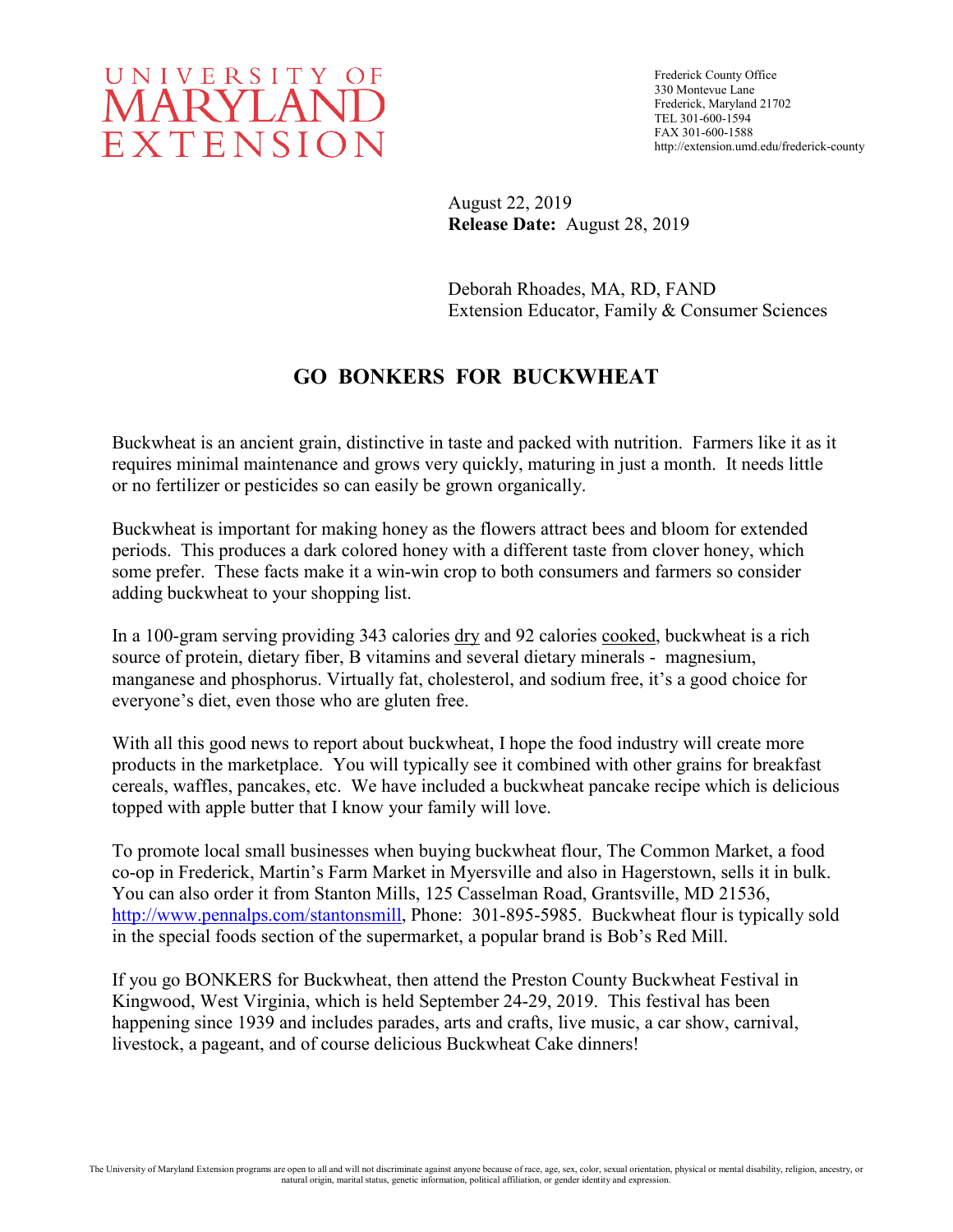UNIVERSITY OF MARYLAND EXTENSION

Frederick County Office
330 Montevue Lane
Frederick, Maryland 21702
TEL 301-600-1594
FAX 301-600-1588
http://extension.umd.edu/frederick-county

August 22, 2019
**Release Date:** August 28, 2019

Deborah Rhoades, MA, RD, FAND
Extension Educator, Family & Consumer Sciences

# GO BONKERS FOR BUCKWHEAT

Buckwheat is an ancient grain, distinctive in taste and packed with nutrition. Farmers like it as it requires minimal maintenance and grows very quickly, maturing in just a month. It needs little or no fertilizer or pesticides so can easily be grown organically.

Buckwheat is important for making honey as the flowers attract bees and bloom for extended periods. This produces a dark colored honey with a different taste from clover honey, which some prefer. These facts make it a win-win crop to both consumers and farmers so consider adding buckwheat to your shopping list.

In a 100-gram serving providing 343 calories dry and 92 calories cooked, buckwheat is a rich source of protein, dietary fiber, B vitamins and several dietary minerals - magnesium, manganese and phosphorus. Virtually fat, cholesterol, and sodium free, it's a good choice for everyone's diet, even those who are gluten free.

With all this good news to report about buckwheat, I hope the food industry will create more products in the marketplace. You will typically see it combined with other grains for breakfast cereals, waffles, pancakes, etc. We have included a buckwheat pancake recipe which is delicious topped with apple butter that I know your family will love.

To promote local small businesses when buying buckwheat flour, The Common Market, a food co-op in Frederick, Martin's Farm Market in Myersville and also in Hagerstown, sells it in bulk. You can also order it from Stanton Mills, 125 Casselman Road, Grantsville, MD 21536, http://www.pennalps.com/stantonsmill, Phone: 301-895-5985. Buckwheat flour is typically sold in the special foods section of the supermarket, a popular brand is Bob's Red Mill.

If you go BONKERS for Buckwheat, then attend the Preston County Buckwheat Festival in Kingwood, West Virginia, which is held September 24-29, 2019. This festival has been happening since 1939 and includes parades, arts and crafts, live music, a car show, carnival, livestock, a pageant, and of course delicious Buckwheat Cake dinners!

The University of Maryland Extension programs are open to all and will not discriminate against anyone because of race, age, sex, color, sexual orientation, physical or mental disability, religion, ancestry, or natural origin, marital status, genetic information, political affiliation, or gender identity and expression.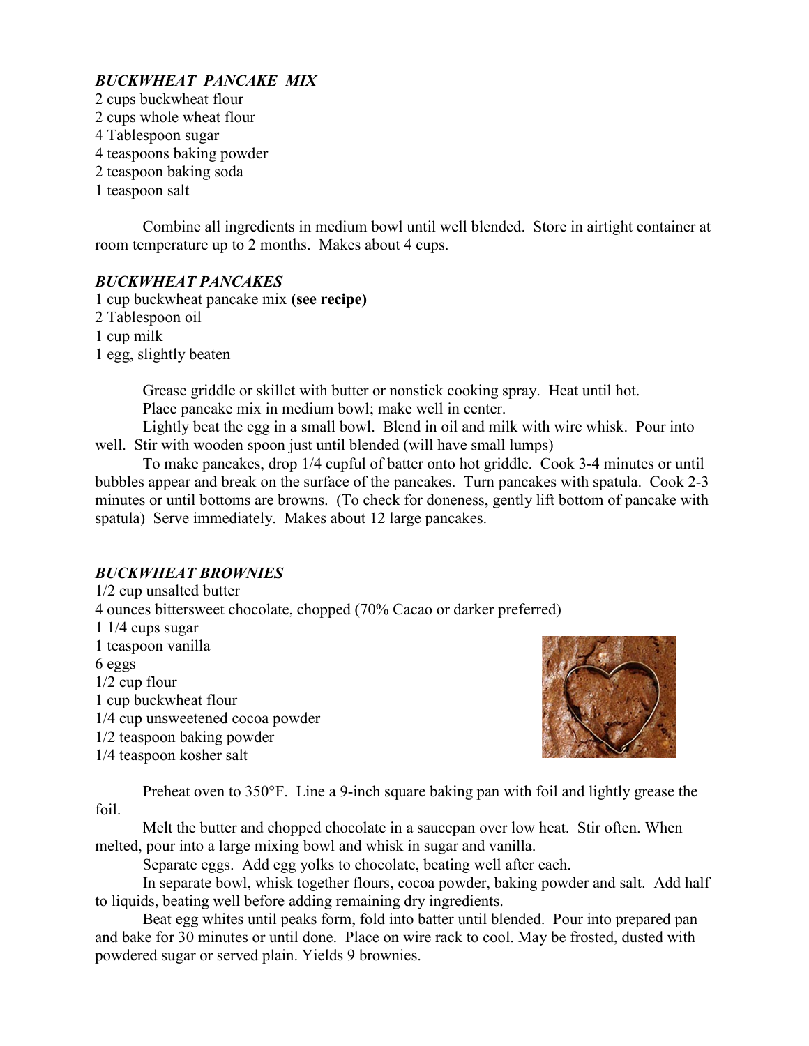### *BUCKWHEAT PANCAKE MIX*

2 cups buckwheat flour
2 cups whole wheat flour
4 Tablespoon sugar
4 teaspoons baking powder
2 teaspoon baking soda
1 teaspoon salt

Combine all ingredients in medium bowl until well blended. Store in airtight container at room temperature up to 2 months. Makes about 4 cups.

### *BUCKWHEAT PANCAKES*

1 cup buckwheat pancake mix **(see recipe)**
2 Tablespoon oil
1 cup milk
1 egg, slightly beaten

Grease griddle or skillet with butter or nonstick cooking spray. Heat until hot.

Place pancake mix in medium bowl; make well in center.

Lightly beat the egg in a small bowl. Blend in oil and milk with wire whisk. Pour into well. Stir with wooden spoon just until blended (will have small lumps)

To make pancakes, drop 1/4 cupful of batter onto hot griddle. Cook 3-4 minutes or until bubbles appear and break on the surface of the pancakes. Turn pancakes with spatula. Cook 2-3 minutes or until bottoms are browns. (To check for doneness, gently lift bottom of pancake with spatula) Serve immediately. Makes about 12 large pancakes.

### *BUCKWHEAT BROWNIES*

1/2 cup unsalted butter
4 ounces bittersweet chocolate, chopped (70% Cacao or darker preferred)
1 1/4 cups sugar
1 teaspoon vanilla
6 eggs
1/2 cup flour
1 cup buckwheat flour
1/4 cup unsweetened cocoa powder
1/2 teaspoon baking powder
1/4 teaspoon kosher salt

Preheat oven to 350°F. Line a 9-inch square baking pan with foil and lightly grease the foil.

Melt the butter and chopped chocolate in a saucepan over low heat. Stir often. When melted, pour into a large mixing bowl and whisk in sugar and vanilla.

Separate eggs. Add egg yolks to chocolate, beating well after each.

In separate bowl, whisk together flours, cocoa powder, baking powder and salt. Add half to liquids, beating well before adding remaining dry ingredients.

Beat egg whites until peaks form, fold into batter until blended. Pour into prepared pan and bake for 30 minutes or until done. Place on wire rack to cool. May be frosted, dusted with powdered sugar or served plain. Yields 9 brownies.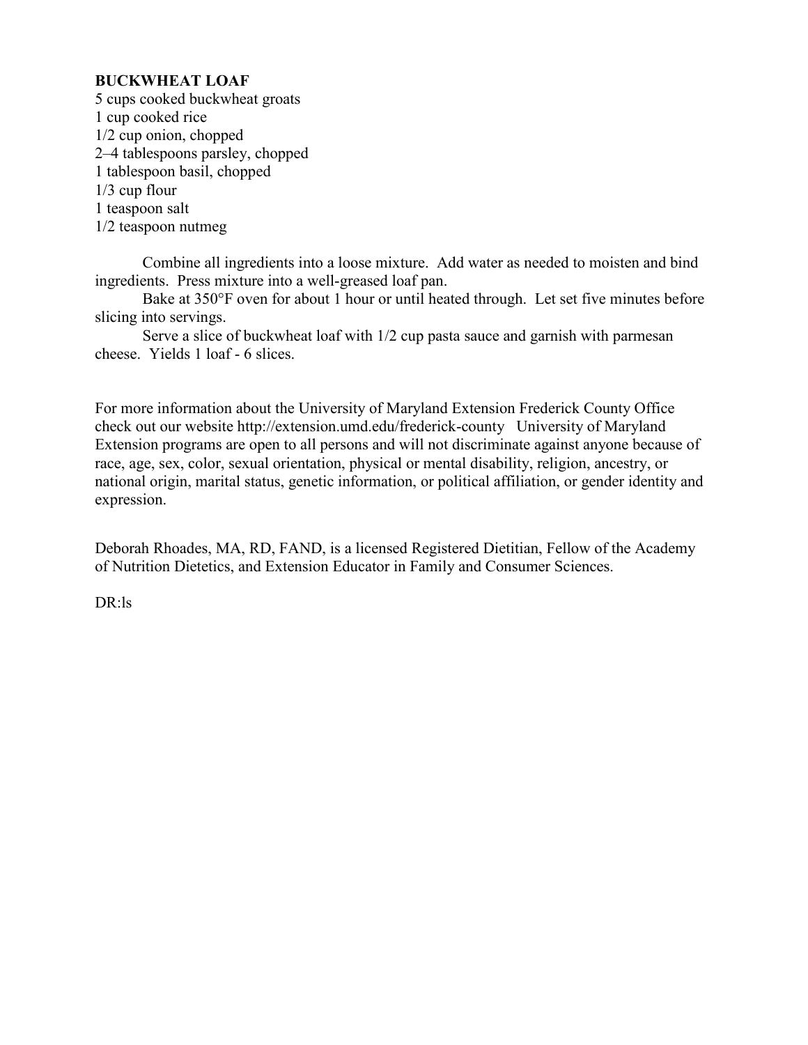**BUCKWHEAT LOAF**

5 cups cooked buckwheat groats
1 cup cooked rice
1/2 cup onion, chopped
2–4 tablespoons parsley, chopped
1 tablespoon basil, chopped
1/3 cup flour
1 teaspoon salt
1/2 teaspoon nutmeg

Combine all ingredients into a loose mixture. Add water as needed to moisten and bind ingredients. Press mixture into a well-greased loaf pan.

Bake at 350°F oven for about 1 hour or until heated through. Let set five minutes before slicing into servings.

Serve a slice of buckwheat loaf with 1/2 cup pasta sauce and garnish with parmesan cheese. Yields 1 loaf - 6 slices.

For more information about the University of Maryland Extension Frederick County Office check out our website http://extension.umd.edu/frederick-county University of Maryland Extension programs are open to all persons and will not discriminate against anyone because of race, age, sex, color, sexual orientation, physical or mental disability, religion, ancestry, or national origin, marital status, genetic information, or political affiliation, or gender identity and expression.

Deborah Rhoades, MA, RD, FAND, is a licensed Registered Dietitian, Fellow of the Academy of Nutrition Dietetics, and Extension Educator in Family and Consumer Sciences.

DR:ls